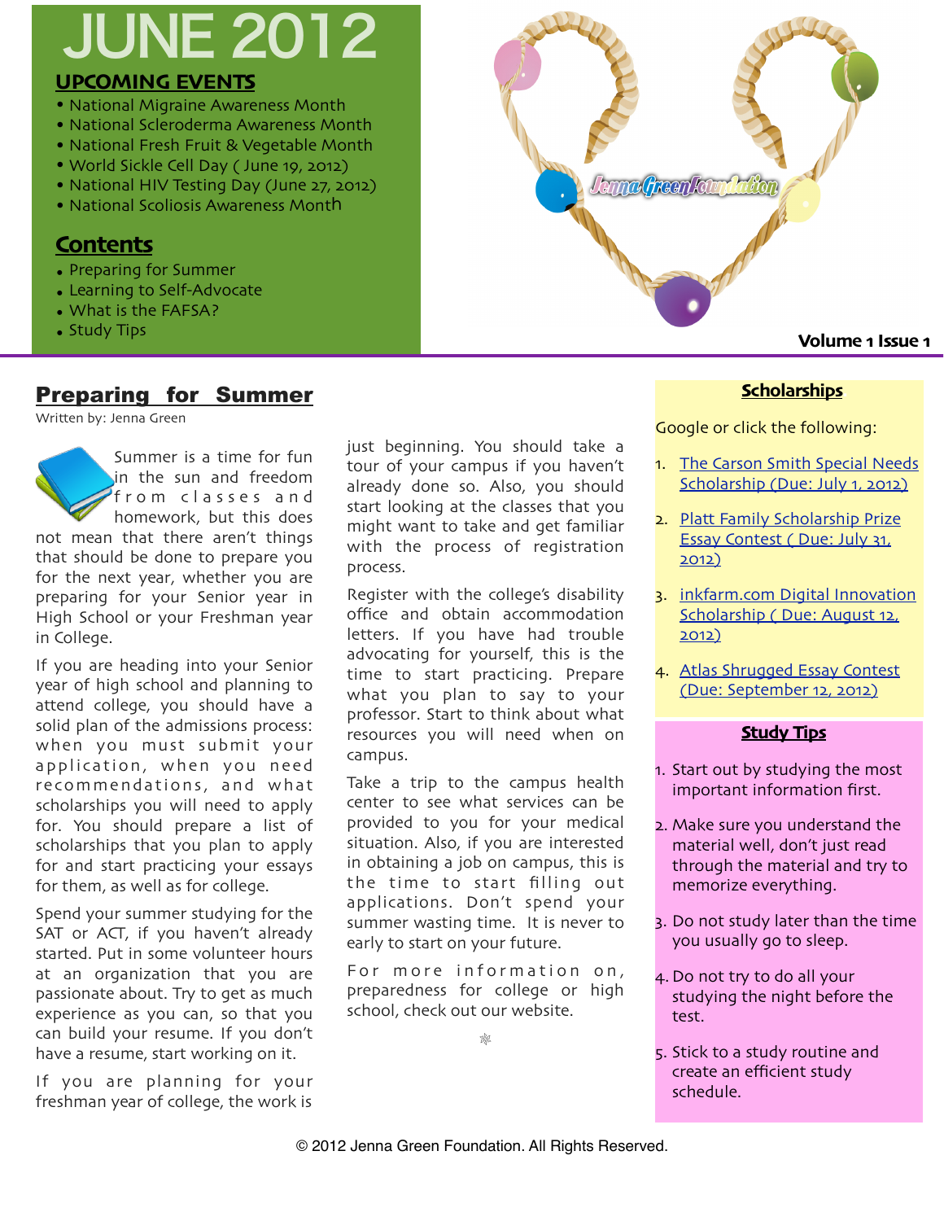# JUNE 2012

## UPCOMING EVENTS

- National Migraine Awareness Month
- National Scleroderma Awareness Month
- National Fresh Fruit & Vegetable Month
- World Sickle Cell Day ( June 19, 2012)
- National HIV Testing Day (June 27, 2012)
- National Scoliosis Awareness Month

## Contents

- Preparing for Summer
- Learning to Self-Advocate
- What is the FAFSA?
- Study Tips

Jenna Green Foundation

Volume 1 Issue 1

## Preparing for Summer

Written by: Jenna Green

Summer is a time for fun in the sun and freedom from classes and homework, but this does not mean that there aren't things that should be done to prepare you for the next year, whether you are preparing for your Senior year in High School or your Freshman year in College.

If you are heading into your Senior year of high school and planning to attend college, you should have a solid plan of the admissions process: when you must submit your application, when you need recommendations, and what scholarships you will need to apply for. You should prepare a list of scholarships that you plan to apply for and start practicing your essays for them, as well as for college.

Spend your summer studying for the SAT or ACT, if you haven't already started. Put in some volunteer hours at an organization that you are passionate about. Try to get as much experience as you can, so that you can build your resume. If you don't have a resume, start working on it.

If you are planning for your freshman year of college, the work is just beginning. You should take a tour of your campus if you haven't already done so. Also, you should start looking at the classes that you might want to take and get familiar with the process of registration process.

Register with the college's disability office and obtain accommodation letters. If you have had trouble advocating for yourself, this is the time to start practicing. Prepare what you plan to say to your professor. Start to think about what resources you will need when on campus.

Take a trip to the campus health center to see what services can be provided to you for your medical situation. Also, if you are interested in obtaining a job on campus, this is the time to start filling out applications. Don't spend your summer wasting time. It is never to early to start on your future.

For more information on, preparedness for college or high school, check out our website.

## Scholarships

Google or click the following:

1. [The Carson Smith Special Needs Scholarship (Due: July 1, 2012)]
2. [Platt Family Scholarship Prize Essay Contest ( Due: July 31, 2012)]
3. [inkfarm.com Digital Innovation Scholarship ( Due: August 12, 2012)]
4. [Atlas Shrugged Essay Contest (Due: September 12, 2012)]

## Study Tips

1. Start out by studying the most important information first.
2. Make sure you understand the material well, don't just read through the material and try to memorize everything.
3. Do not study later than the time you usually go to sleep.
4. Do not try to do all your studying the night before the test.
5. Stick to a study routine and create an efficient study schedule.

© 2012 Jenna Green Foundation. All Rights Reserved.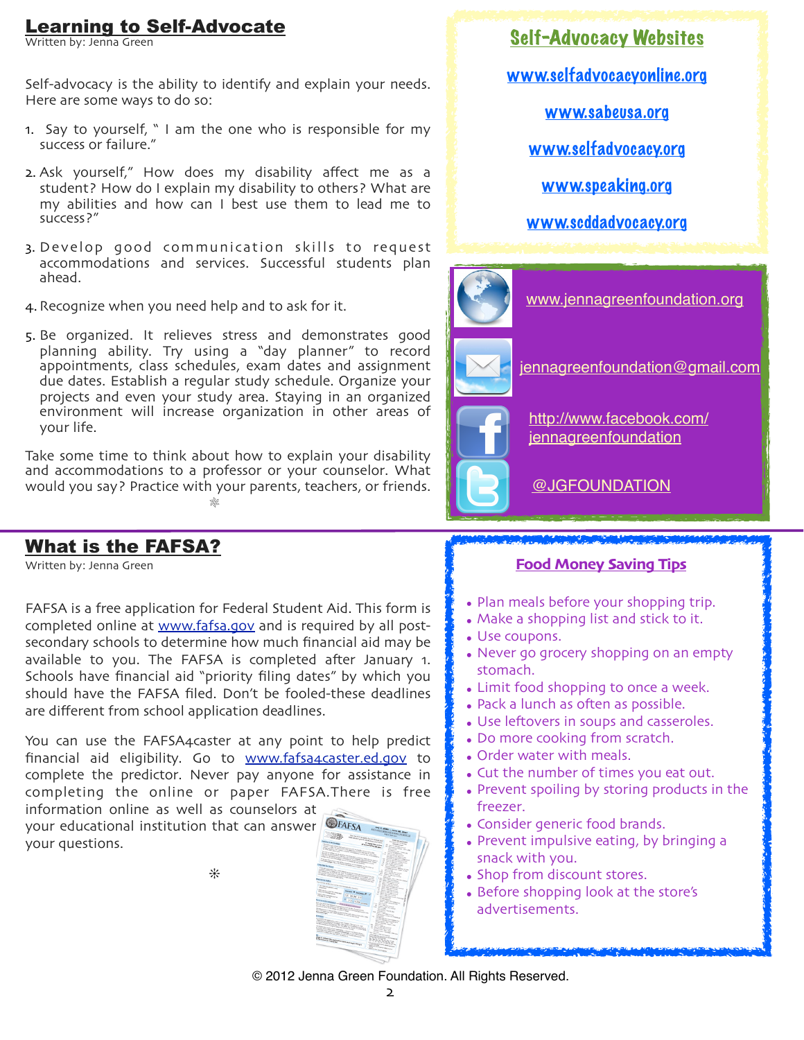## Learning to Self-Advocate

Written by: Jenna Green

Self-advocacy is the ability to identify and explain your needs. Here are some ways to do so:

1. Say to yourself, " I am the one who is responsible for my success or failure."
2. Ask yourself," How does my disability affect me as a student? How do I explain my disability to others? What are my abilities and how can I best use them to lead me to success?"
3. Develop good communication skills to request accommodations and services. Successful students plan ahead.
4. Recognize when you need help and to ask for it.
5. Be organized. It relieves stress and demonstrates good planning ability. Try using a "day planner" to record appointments, class schedules, exam dates and assignment due dates. Establish a regular study schedule. Organize your projects and even your study area. Staying in an organized environment will increase organization in other areas of your life.

Take some time to think about how to explain your disability and accommodations to a professor or your counselor. What would you say? Practice with your parents, teachers, or friends.

## Self-Advocacy Websites

www.selfadvocacyonline.org

www.sabeusa.org

www.selfadvocacy.org

www.speaking.org

www.scddadvocacy.org

www.jennagreenfoundation.org

jennagreenfoundation@gmail.com

http://www.facebook.com/jennagreenfoundation

@JGFOUNDATION

## What is the FAFSA?

Written by: Jenna Green

FAFSA is a free application for Federal Student Aid. This form is completed online at www.fafsa.gov and is required by all post-secondary schools to determine how much financial aid may be available to you. The FAFSA is completed after January 1. Schools have financial aid "priority filing dates" by which you should have the FAFSA filed. Don't be fooled-these deadlines are different from school application deadlines.

You can use the FAFSA4caster at any point to help predict financial aid eligibility. Go to www.fafsa4caster.ed.gov to complete the predictor. Never pay anyone for assistance in completing the online or paper FAFSA.There is free information online as well as counselors at your educational institution that can answer your questions.

## Food Money Saving Tips

- Plan meals before your shopping trip.
- Make a shopping list and stick to it.
- Use coupons.
- Never go grocery shopping on an empty stomach.
- Limit food shopping to once a week.
- Pack a lunch as often as possible.
- Use leftovers in soups and casseroles.
- Do more cooking from scratch.
- Order water with meals.
- Cut the number of times you eat out.
- Prevent spoiling by storing products in the freezer.
- Consider generic food brands.
- Prevent impulsive eating, by bringing a snack with you.
- Shop from discount stores.
- Before shopping look at the store's advertisements.

© 2012 Jenna Green Foundation. All Rights Reserved.